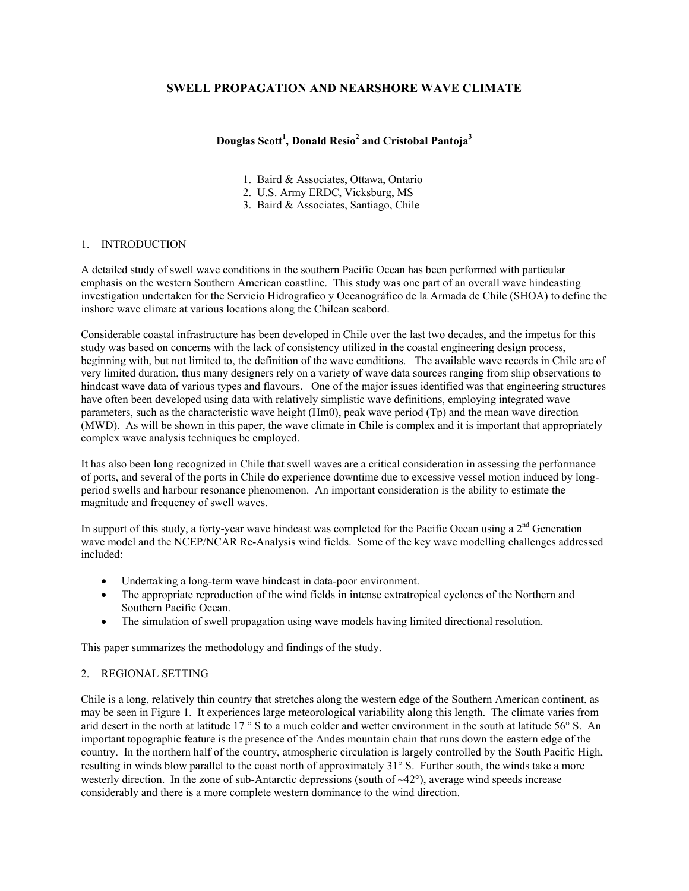# SWELL PROPAGATION AND NEARSHORE WAVE CLIMATE

**Douglas Scott[1], Donald Resio[2] and Cristobal Pantoja[3]**

1. Baird & Associates, Ottawa, Ontario
2. U.S. Army ERDC, Vicksburg, MS
3. Baird & Associates, Santiago, Chile

## 1. INTRODUCTION

A detailed study of swell wave conditions in the southern Pacific Ocean has been performed with particular emphasis on the western Southern American coastline. This study was one part of an overall wave hindcasting investigation undertaken for the Servicio Hidrografico y Oceanográfico de la Armada de Chile (SHOA) to define the inshore wave climate at various locations along the Chilean seabord.

Considerable coastal infrastructure has been developed in Chile over the last two decades, and the impetus for this study was based on concerns with the lack of consistency utilized in the coastal engineering design process, beginning with, but not limited to, the definition of the wave conditions. The available wave records in Chile are of very limited duration, thus many designers rely on a variety of wave data sources ranging from ship observations to hindcast wave data of various types and flavours. One of the major issues identified was that engineering structures have often been developed using data with relatively simplistic wave definitions, employing integrated wave parameters, such as the characteristic wave height (Hm0), peak wave period (Tp) and the mean wave direction (MWD). As will be shown in this paper, the wave climate in Chile is complex and it is important that appropriately complex wave analysis techniques be employed.

It has also been long recognized in Chile that swell waves are a critical consideration in assessing the performance of ports, and several of the ports in Chile do experience downtime due to excessive vessel motion induced by long-period swells and harbour resonance phenomenon. An important consideration is the ability to estimate the magnitude and frequency of swell waves.

In support of this study, a forty-year wave hindcast was completed for the Pacific Ocean using a 2nd Generation wave model and the NCEP/NCAR Re-Analysis wind fields. Some of the key wave modelling challenges addressed included:

- Undertaking a long-term wave hindcast in data-poor environment.
- The appropriate reproduction of the wind fields in intense extratropical cyclones of the Northern and Southern Pacific Ocean.
- The simulation of swell propagation using wave models having limited directional resolution.

This paper summarizes the methodology and findings of the study.

## 2. REGIONAL SETTING

Chile is a long, relatively thin country that stretches along the western edge of the Southern American continent, as may be seen in Figure 1. It experiences large meteorological variability along this length. The climate varies from arid desert in the north at latitude 17 ° S to a much colder and wetter environment in the south at latitude 56° S. An important topographic feature is the presence of the Andes mountain chain that runs down the eastern edge of the country. In the northern half of the country, atmospheric circulation is largely controlled by the South Pacific High, resulting in winds blow parallel to the coast north of approximately 31° S. Further south, the winds take a more westerly direction. In the zone of sub-Antarctic depressions (south of ~42°), average wind speeds increase considerably and there is a more complete western dominance to the wind direction.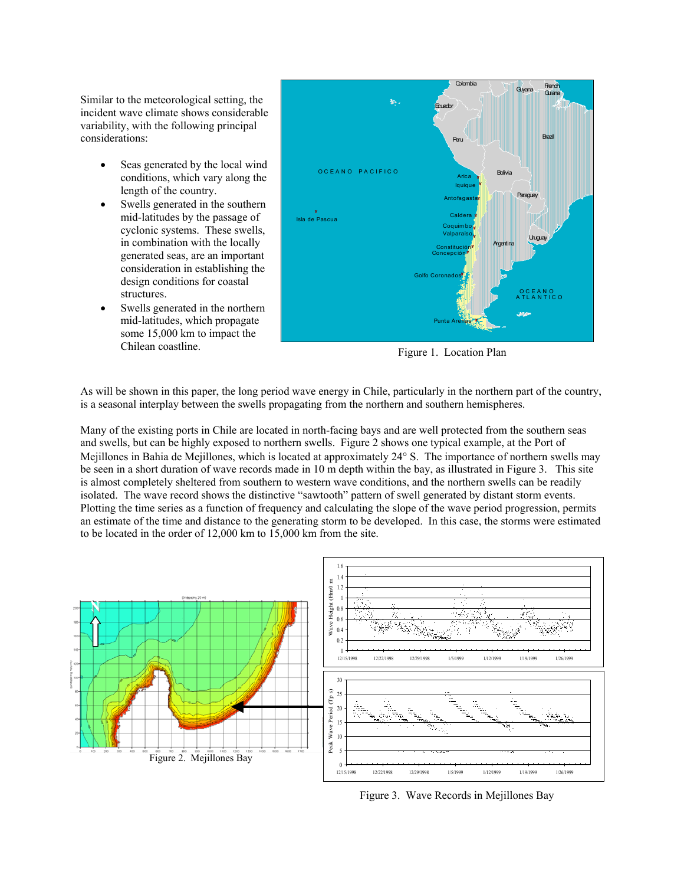Similar to the meteorological setting, the incident wave climate shows considerable variability, with the following principal considerations:

- Seas generated by the local wind conditions, which vary along the length of the country.
- Swells generated in the southern mid-latitudes by the passage of cyclonic systems. These swells, in combination with the locally generated seas, are an important consideration in establishing the design conditions for coastal structures.
- Swells generated in the northern mid-latitudes, which propagate some 15,000 km to impact the Chilean coastline.

Figure 1. Location Plan

As will be shown in this paper, the long period wave energy in Chile, particularly in the northern part of the country, is a seasonal interplay between the swells propagating from the northern and southern hemispheres.

Many of the existing ports in Chile are located in north-facing bays and are well protected from the southern seas and swells, but can be highly exposed to northern swells. Figure 2 shows one typical example, at the Port of Mejillones in Bahia de Mejillones, which is located at approximately 24° S. The importance of northern swells may be seen in a short duration of wave records made in 10 m depth within the bay, as illustrated in Figure 3. This site is almost completely sheltered from southern to western wave conditions, and the northern swells can be readily isolated. The wave record shows the distinctive "sawtooth" pattern of swell generated by distant storm events. Plotting the time series as a function of frequency and calculating the slope of the wave period progression, permits an estimate of the time and distance to the generating storm to be developed. In this case, the storms were estimated to be located in the order of 12,000 km to 15,000 km from the site.

Figure 2. Mejillones Bay

Figure 3. Wave Records in Mejillones Bay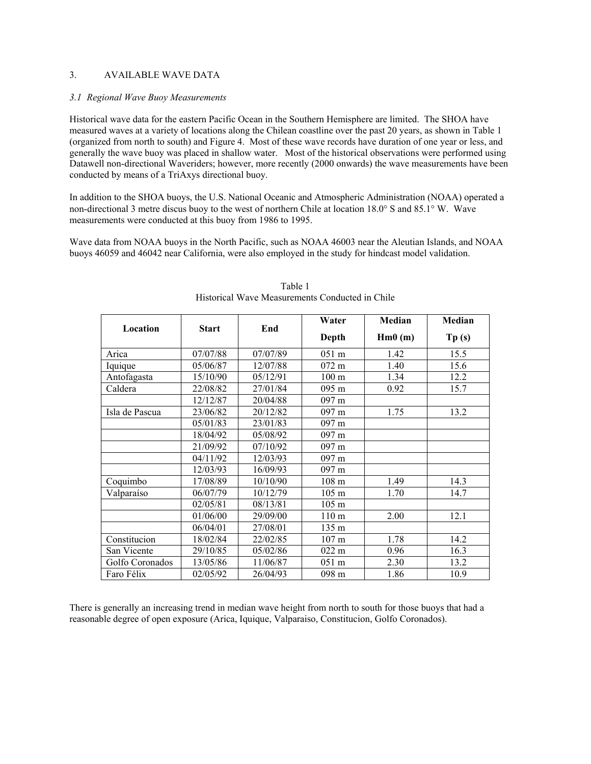## 3. AVAILABLE WAVE DATA

### *3.1 Regional Wave Buoy Measurements*

Historical wave data for the eastern Pacific Ocean in the Southern Hemisphere are limited. The SHOA have measured waves at a variety of locations along the Chilean coastline over the past 20 years, as shown in Table 1 (organized from north to south) and Figure 4. Most of these wave records have duration of one year or less, and generally the wave buoy was placed in shallow water. Most of the historical observations were performed using Datawell non-directional Waveriders; however, more recently (2000 onwards) the wave measurements have been conducted by means of a TriAxys directional buoy.

In addition to the SHOA buoys, the U.S. National Oceanic and Atmospheric Administration (NOAA) operated a non-directional 3 metre discus buoy to the west of northern Chile at location 18.0° S and 85.1° W. Wave measurements were conducted at this buoy from 1986 to 1995.

Wave data from NOAA buoys in the North Pacific, such as NOAA 46003 near the Aleutian Islands, and NOAA buoys 46059 and 46042 near California, were also employed in the study for hindcast model validation.

Table 1
Historical Wave Measurements Conducted in Chile

| Location | Start | End | Water Depth | Median Hm0 (m) | Median Tp (s) |
|---|---|---|---|---|---|
| Arica | 07/07/88 | 07/07/89 | 051 m | 1.42 | 15.5 |
| Iquique | 05/06/87 | 12/07/88 | 072 m | 1.40 | 15.6 |
| Antofagasta | 15/10/90 | 05/12/91 | 100 m | 1.34 | 12.2 |
| Caldera | 22/08/82 | 27/01/84 | 095 m | 0.92 | 15.7 |
| | 12/12/87 | 20/04/88 | 097 m | | |
| Isla de Pascua | 23/06/82 | 20/12/82 | 097 m | 1.75 | 13.2 |
| | 05/01/83 | 23/01/83 | 097 m | | |
| | 18/04/92 | 05/08/92 | 097 m | | |
| | 21/09/92 | 07/10/92 | 097 m | | |
| | 04/11/92 | 12/03/93 | 097 m | | |
| | 12/03/93 | 16/09/93 | 097 m | | |
| Coquimbo | 17/08/89 | 10/10/90 | 108 m | 1.49 | 14.3 |
| Valparaíso | 06/07/79 | 10/12/79 | 105 m | 1.70 | 14.7 |
| | 02/05/81 | 08/13/81 | 105 m | | |
| | 01/06/00 | 29/09/00 | 110 m | 2.00 | 12.1 |
| | 06/04/01 | 27/08/01 | 135 m | | |
| Constitucion | 18/02/84 | 22/02/85 | 107 m | 1.78 | 14.2 |
| San Vicente | 29/10/85 | 05/02/86 | 022 m | 0.96 | 16.3 |
| Golfo Coronados | 13/05/86 | 11/06/87 | 051 m | 2.30 | 13.2 |
| Faro Félix | 02/05/92 | 26/04/93 | 098 m | 1.86 | 10.9 |

There is generally an increasing trend in median wave height from north to south for those buoys that had a reasonable degree of open exposure (Arica, Iquique, Valparaiso, Constitucion, Golfo Coronados).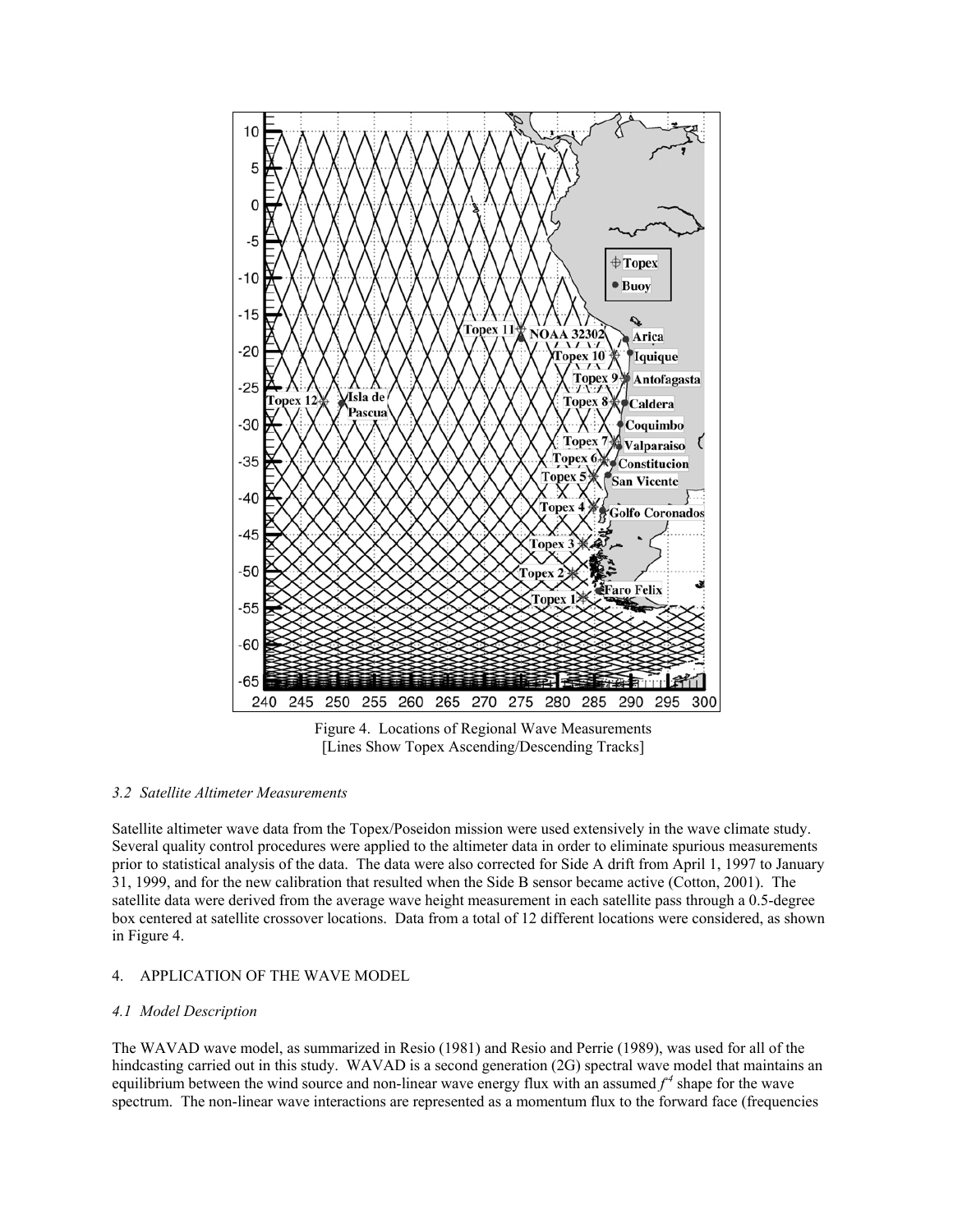Figure 4. Locations of Regional Wave Measurements
[Lines Show Topex Ascending/Descending Tracks]

### *3.2 Satellite Altimeter Measurements*

Satellite altimeter wave data from the Topex/Poseidon mission were used extensively in the wave climate study. Several quality control procedures were applied to the altimeter data in order to eliminate spurious measurements prior to statistical analysis of the data. The data were also corrected for Side A drift from April 1, 1997 to January 31, 1999, and for the new calibration that resulted when the Side B sensor became active (Cotton, 2001). The satellite data were derived from the average wave height measurement in each satellite pass through a 0.5-degree box centered at satellite crossover locations. Data from a total of 12 different locations were considered, as shown in Figure 4.

## 4. APPLICATION OF THE WAVE MODEL

### *4.1 Model Description*

The WAVAD wave model, as summarized in Resio (1981) and Resio and Perrie (1989), was used for all of the hindcasting carried out in this study. WAVAD is a second generation (2G) spectral wave model that maintains an equilibrium between the wind source and non-linear wave energy flux with an assumed $f^{-4}$ shape for the wave spectrum. The non-linear wave interactions are represented as a momentum flux to the forward face (frequencies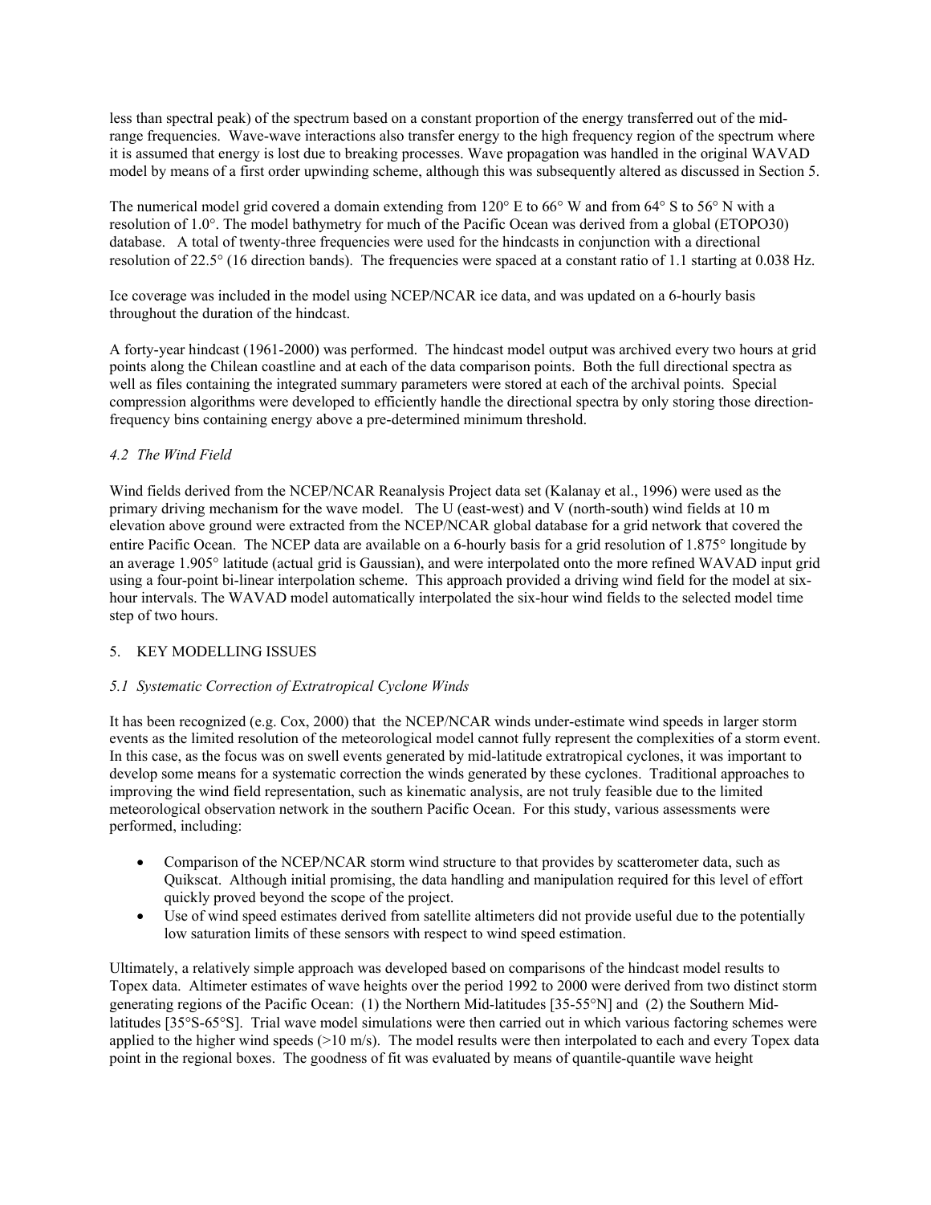less than spectral peak) of the spectrum based on a constant proportion of the energy transferred out of the mid-range frequencies. Wave-wave interactions also transfer energy to the high frequency region of the spectrum where it is assumed that energy is lost due to breaking processes. Wave propagation was handled in the original WAVAD model by means of a first order upwinding scheme, although this was subsequently altered as discussed in Section 5.

The numerical model grid covered a domain extending from 120° E to 66° W and from 64° S to 56° N with a resolution of 1.0°. The model bathymetry for much of the Pacific Ocean was derived from a global (ETOPO30) database. A total of twenty-three frequencies were used for the hindcasts in conjunction with a directional resolution of 22.5° (16 direction bands). The frequencies were spaced at a constant ratio of 1.1 starting at 0.038 Hz.

Ice coverage was included in the model using NCEP/NCAR ice data, and was updated on a 6-hourly basis throughout the duration of the hindcast.

A forty-year hindcast (1961-2000) was performed. The hindcast model output was archived every two hours at grid points along the Chilean coastline and at each of the data comparison points. Both the full directional spectra as well as files containing the integrated summary parameters were stored at each of the archival points. Special compression algorithms were developed to efficiently handle the directional spectra by only storing those direction-frequency bins containing energy above a pre-determined minimum threshold.

### *4.2 The Wind Field*

Wind fields derived from the NCEP/NCAR Reanalysis Project data set (Kalanay et al., 1996) were used as the primary driving mechanism for the wave model. The U (east-west) and V (north-south) wind fields at 10 m elevation above ground were extracted from the NCEP/NCAR global database for a grid network that covered the entire Pacific Ocean. The NCEP data are available on a 6-hourly basis for a grid resolution of 1.875° longitude by an average 1.905° latitude (actual grid is Gaussian), and were interpolated onto the more refined WAVAD input grid using a four-point bi-linear interpolation scheme. This approach provided a driving wind field for the model at six-hour intervals. The WAVAD model automatically interpolated the six-hour wind fields to the selected model time step of two hours.

## 5. KEY MODELLING ISSUES

### *5.1 Systematic Correction of Extratropical Cyclone Winds*

It has been recognized (e.g. Cox, 2000) that the NCEP/NCAR winds under-estimate wind speeds in larger storm events as the limited resolution of the meteorological model cannot fully represent the complexities of a storm event. In this case, as the focus was on swell events generated by mid-latitude extratropical cyclones, it was important to develop some means for a systematic correction the winds generated by these cyclones. Traditional approaches to improving the wind field representation, such as kinematic analysis, are not truly feasible due to the limited meteorological observation network in the southern Pacific Ocean. For this study, various assessments were performed, including:

- Comparison of the NCEP/NCAR storm wind structure to that provides by scatterometer data, such as Quikscat. Although initial promising, the data handling and manipulation required for this level of effort quickly proved beyond the scope of the project.
- Use of wind speed estimates derived from satellite altimeters did not provide useful due to the potentially low saturation limits of these sensors with respect to wind speed estimation.

Ultimately, a relatively simple approach was developed based on comparisons of the hindcast model results to Topex data. Altimeter estimates of wave heights over the period 1992 to 2000 were derived from two distinct storm generating regions of the Pacific Ocean: (1) the Northern Mid-latitudes [35-55°N] and (2) the Southern Mid-latitudes [35°S-65°S]. Trial wave model simulations were then carried out in which various factoring schemes were applied to the higher wind speeds (>10 m/s). The model results were then interpolated to each and every Topex data point in the regional boxes. The goodness of fit was evaluated by means of quantile-quantile wave height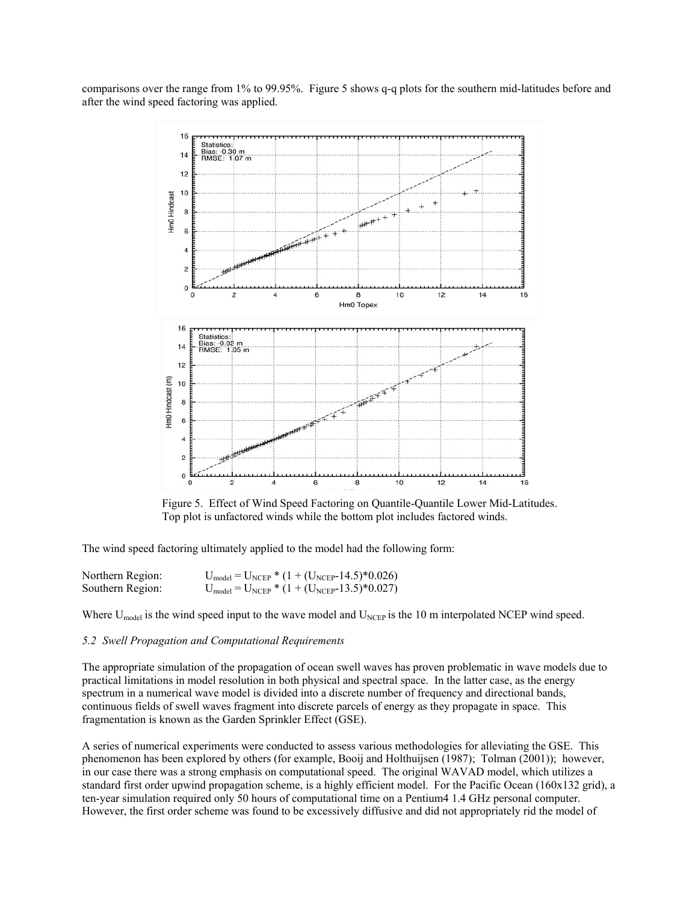comparisons over the range from 1% to 99.95%. Figure 5 shows q-q plots for the southern mid-latitudes before and after the wind speed factoring was applied.

Figure 5. Effect of Wind Speed Factoring on Quantile-Quantile Lower Mid-Latitudes. Top plot is unfactored winds while the bottom plot includes factored winds.

The wind speed factoring ultimately applied to the model had the following form:

Northern Region: $U_{model} = U_{NCEP} * (1 + (U_{NCEP}-14.5)*0.026)$
Southern Region: $U_{model} = U_{NCEP} * (1 + (U_{NCEP}-13.5)*0.027)$

Where $U_{model}$ is the wind speed input to the wave model and $U_{NCEP}$ is the 10 m interpolated NCEP wind speed.

### *5.2 Swell Propagation and Computational Requirements*

The appropriate simulation of the propagation of ocean swell waves has proven problematic in wave models due to practical limitations in model resolution in both physical and spectral space. In the latter case, as the energy spectrum in a numerical wave model is divided into a discrete number of frequency and directional bands, continuous fields of swell waves fragment into discrete parcels of energy as they propagate in space. This fragmentation is known as the Garden Sprinkler Effect (GSE).

A series of numerical experiments were conducted to assess various methodologies for alleviating the GSE. This phenomenon has been explored by others (for example, Booij and Holthuijsen (1987); Tolman (2001)); however, in our case there was a strong emphasis on computational speed. The original WAVAD model, which utilizes a standard first order upwind propagation scheme, is a highly efficient model. For the Pacific Ocean (160x132 grid), a ten-year simulation required only 50 hours of computational time on a Pentium4 1.4 GHz personal computer. However, the first order scheme was found to be excessively diffusive and did not appropriately rid the model of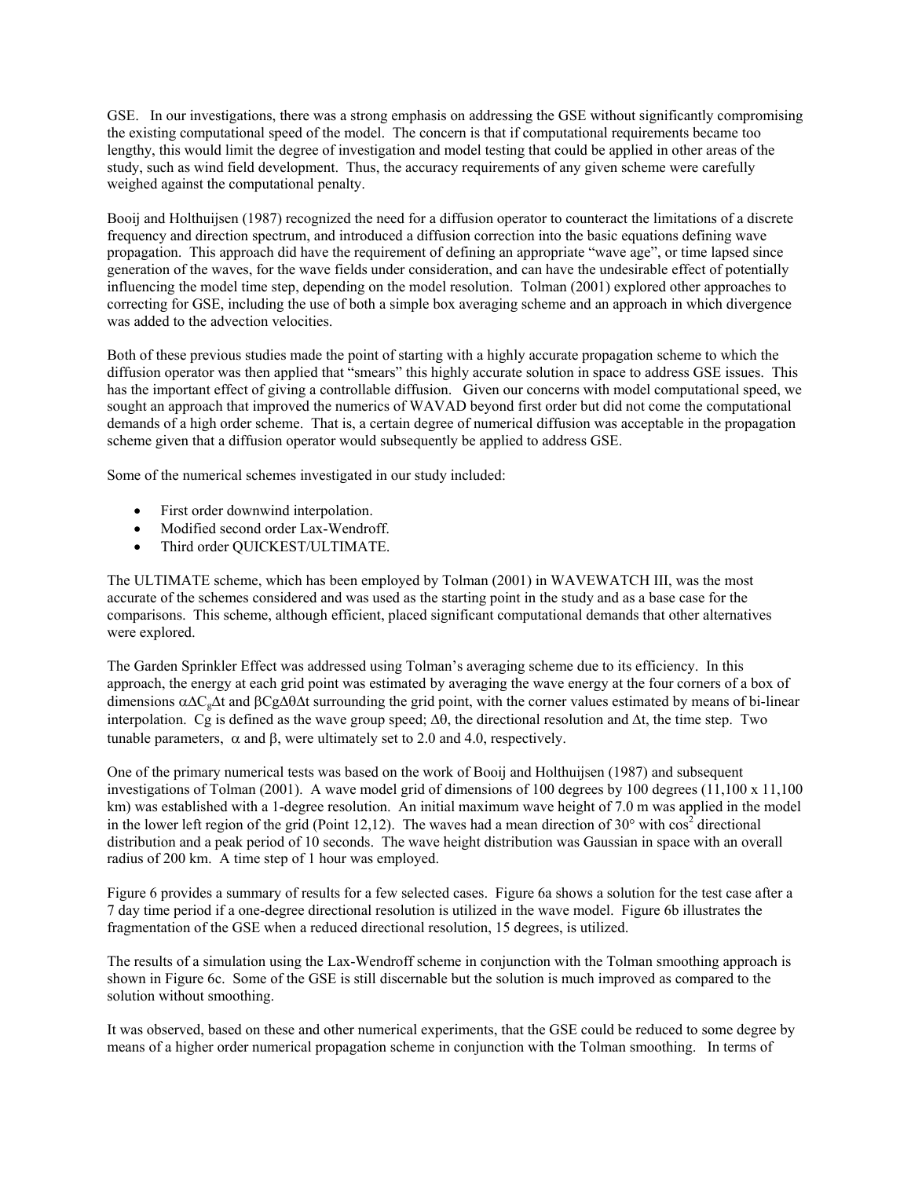GSE. In our investigations, there was a strong emphasis on addressing the GSE without significantly compromising the existing computational speed of the model. The concern is that if computational requirements became too lengthy, this would limit the degree of investigation and model testing that could be applied in other areas of the study, such as wind field development. Thus, the accuracy requirements of any given scheme were carefully weighed against the computational penalty.

Booij and Holthuijsen (1987) recognized the need for a diffusion operator to counteract the limitations of a discrete frequency and direction spectrum, and introduced a diffusion correction into the basic equations defining wave propagation. This approach did have the requirement of defining an appropriate "wave age", or time lapsed since generation of the waves, for the wave fields under consideration, and can have the undesirable effect of potentially influencing the model time step, depending on the model resolution. Tolman (2001) explored other approaches to correcting for GSE, including the use of both a simple box averaging scheme and an approach in which divergence was added to the advection velocities.

Both of these previous studies made the point of starting with a highly accurate propagation scheme to which the diffusion operator was then applied that "smears" this highly accurate solution in space to address GSE issues. This has the important effect of giving a controllable diffusion. Given our concerns with model computational speed, we sought an approach that improved the numerics of WAVAD beyond first order but did not come the computational demands of a high order scheme. That is, a certain degree of numerical diffusion was acceptable in the propagation scheme given that a diffusion operator would subsequently be applied to address GSE.

Some of the numerical schemes investigated in our study included:

- First order downwind interpolation.
- Modified second order Lax-Wendroff.
- Third order QUICKEST/ULTIMATE.

The ULTIMATE scheme, which has been employed by Tolman (2001) in WAVEWATCH III, was the most accurate of the schemes considered and was used as the starting point in the study and as a base case for the comparisons. This scheme, although efficient, placed significant computational demands that other alternatives were explored.

The Garden Sprinkler Effect was addressed using Tolman's averaging scheme due to its efficiency. In this approach, the energy at each grid point was estimated by averaging the wave energy at the four corners of a box of dimensions $\alpha \Delta C_g \Delta t$ and $\beta C g \Delta \theta \Delta t$ surrounding the grid point, with the corner values estimated by means of bi-linear interpolation. Cg is defined as the wave group speed; $\Delta\theta$, the directional resolution and $\Delta t$, the time step. Two tunable parameters, $\alpha$ and $\beta$, were ultimately set to 2.0 and 4.0, respectively.

One of the primary numerical tests was based on the work of Booij and Holthuijsen (1987) and subsequent investigations of Tolman (2001). A wave model grid of dimensions of 100 degrees by 100 degrees (11,100 x 11,100 km) was established with a 1-degree resolution. An initial maximum wave height of 7.0 m was applied in the model in the lower left region of the grid (Point 12,12). The waves had a mean direction of 30° with $\cos^2$ directional distribution and a peak period of 10 seconds. The wave height distribution was Gaussian in space with an overall radius of 200 km. A time step of 1 hour was employed.

Figure 6 provides a summary of results for a few selected cases. Figure 6a shows a solution for the test case after a 7 day time period if a one-degree directional resolution is utilized in the wave model. Figure 6b illustrates the fragmentation of the GSE when a reduced directional resolution, 15 degrees, is utilized.

The results of a simulation using the Lax-Wendroff scheme in conjunction with the Tolman smoothing approach is shown in Figure 6c. Some of the GSE is still discernable but the solution is much improved as compared to the solution without smoothing.

It was observed, based on these and other numerical experiments, that the GSE could be reduced to some degree by means of a higher order numerical propagation scheme in conjunction with the Tolman smoothing. In terms of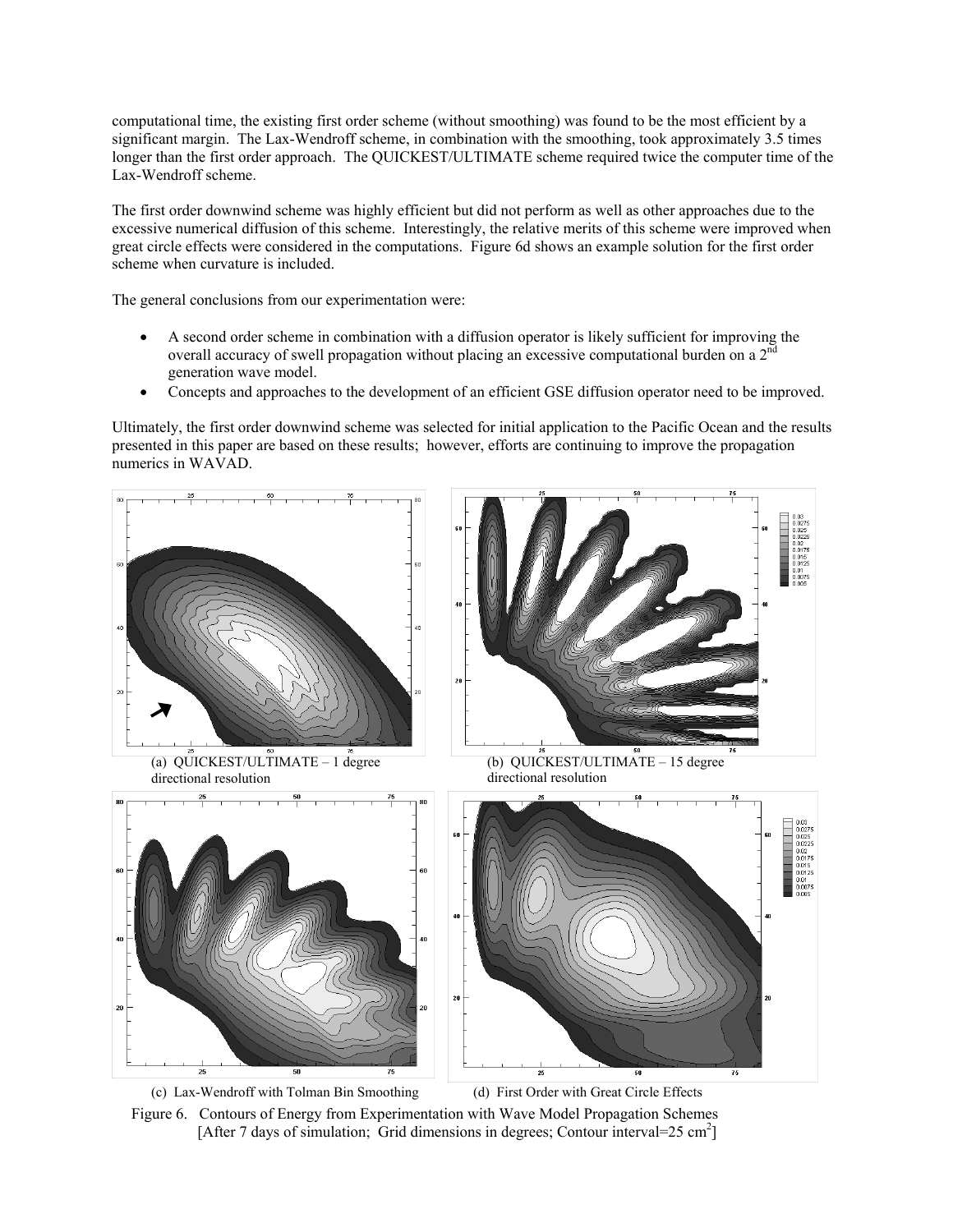computational time, the existing first order scheme (without smoothing) was found to be the most efficient by a significant margin. The Lax-Wendroff scheme, in combination with the smoothing, took approximately 3.5 times longer than the first order approach. The QUICKEST/ULTIMATE scheme required twice the computer time of the Lax-Wendroff scheme.

The first order downwind scheme was highly efficient but did not perform as well as other approaches due to the excessive numerical diffusion of this scheme. Interestingly, the relative merits of this scheme were improved when great circle effects were considered in the computations. Figure 6d shows an example solution for the first order scheme when curvature is included.

The general conclusions from our experimentation were:

- A second order scheme in combination with a diffusion operator is likely sufficient for improving the overall accuracy of swell propagation without placing an excessive computational burden on a 2[nd] generation wave model.
- Concepts and approaches to the development of an efficient GSE diffusion operator need to be improved.

Ultimately, the first order downwind scheme was selected for initial application to the Pacific Ocean and the results presented in this paper are based on these results; however, efforts are continuing to improve the propagation numerics in WAVAD.

(a) QUICKEST/ULTIMATE – 1 degree directional resolution

(b) QUICKEST/ULTIMATE – 15 degree directional resolution

(c) Lax-Wendroff with Tolman Bin Smoothing

(d) First Order with Great Circle Effects

Figure 6. Contours of Energy from Experimentation with Wave Model Propagation Schemes [After 7 days of simulation; Grid dimensions in degrees; Contour interval=25 $cm^2$]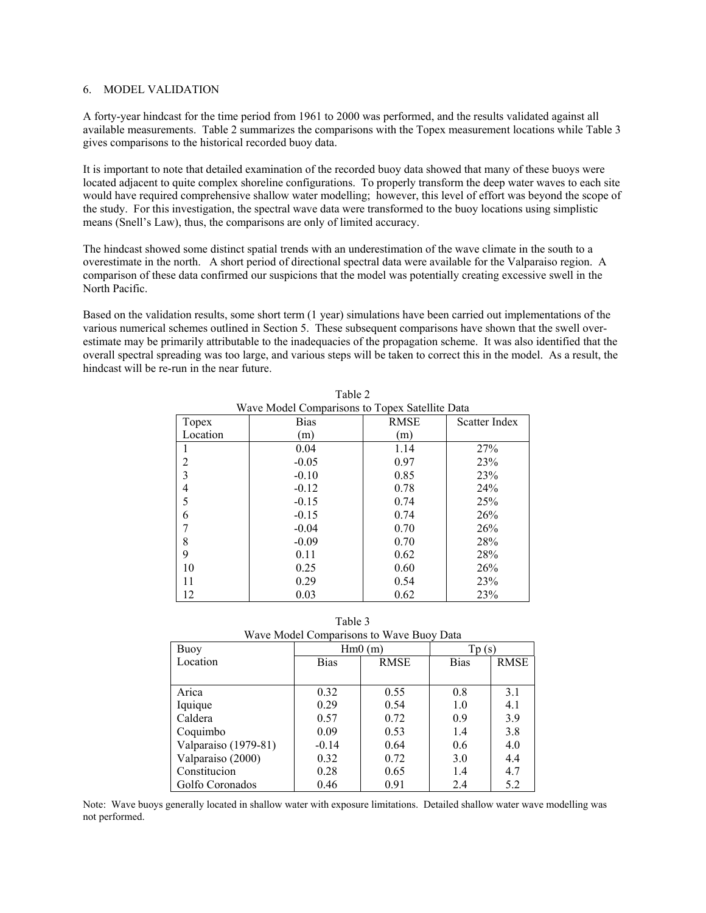## 6. MODEL VALIDATION

A forty-year hindcast for the time period from 1961 to 2000 was performed, and the results validated against all available measurements. Table 2 summarizes the comparisons with the Topex measurement locations while Table 3 gives comparisons to the historical recorded buoy data.

It is important to note that detailed examination of the recorded buoy data showed that many of these buoys were located adjacent to quite complex shoreline configurations. To properly transform the deep water waves to each site would have required comprehensive shallow water modelling; however, this level of effort was beyond the scope of the study. For this investigation, the spectral wave data were transformed to the buoy locations using simplistic means (Snell's Law), thus, the comparisons are only of limited accuracy.

The hindcast showed some distinct spatial trends with an underestimation of the wave climate in the south to a overestimate in the north. A short period of directional spectral data were available for the Valparaiso region. A comparison of these data confirmed our suspicions that the model was potentially creating excessive swell in the North Pacific.

Based on the validation results, some short term (1 year) simulations have been carried out implementations of the various numerical schemes outlined in Section 5. These subsequent comparisons have shown that the swell over-estimate may be primarily attributable to the inadequacies of the propagation scheme. It was also identified that the overall spectral spreading was too large, and various steps will be taken to correct this in the model. As a result, the hindcast will be re-run in the near future.

Table 2
Wave Model Comparisons to Topex Satellite Data

| Topex Location | Bias (m) | RMSE (m) | Scatter Index |
|---|---|---|---|
| 1 | 0.04 | 1.14 | 27% |
| 2 | -0.05 | 0.97 | 23% |
| 3 | -0.10 | 0.85 | 23% |
| 4 | -0.12 | 0.78 | 24% |
| 5 | -0.15 | 0.74 | 25% |
| 6 | -0.15 | 0.74 | 26% |
| 7 | -0.04 | 0.70 | 26% |
| 8 | -0.09 | 0.70 | 28% |
| 9 | 0.11 | 0.62 | 28% |
| 10 | 0.25 | 0.60 | 26% |
| 11 | 0.29 | 0.54 | 23% |
| 12 | 0.03 | 0.62 | 23% |

Table 3
Wave Model Comparisons to Wave Buoy Data

| Buoy Location | Hm0 (m) | | Tp (s) | |
|---|---|---|---|---|
| | Bias | RMSE | Bias | RMSE |
| Arica | 0.32 | 0.55 | 0.8 | 3.1 |
| Iquique | 0.29 | 0.54 | 1.0 | 4.1 |
| Caldera | 0.57 | 0.72 | 0.9 | 3.9 |
| Coquimbo | 0.09 | 0.53 | 1.4 | 3.8 |
| Valparaiso (1979-81) | -0.14 | 0.64 | 0.6 | 4.0 |
| Valparaiso (2000) | 0.32 | 0.72 | 3.0 | 4.4 |
| Constitucion | 0.28 | 0.65 | 1.4 | 4.7 |
| Golfo Coronados | 0.46 | 0.91 | 2.4 | 5.2 |

Note: Wave buoys generally located in shallow water with exposure limitations. Detailed shallow water wave modelling was not performed.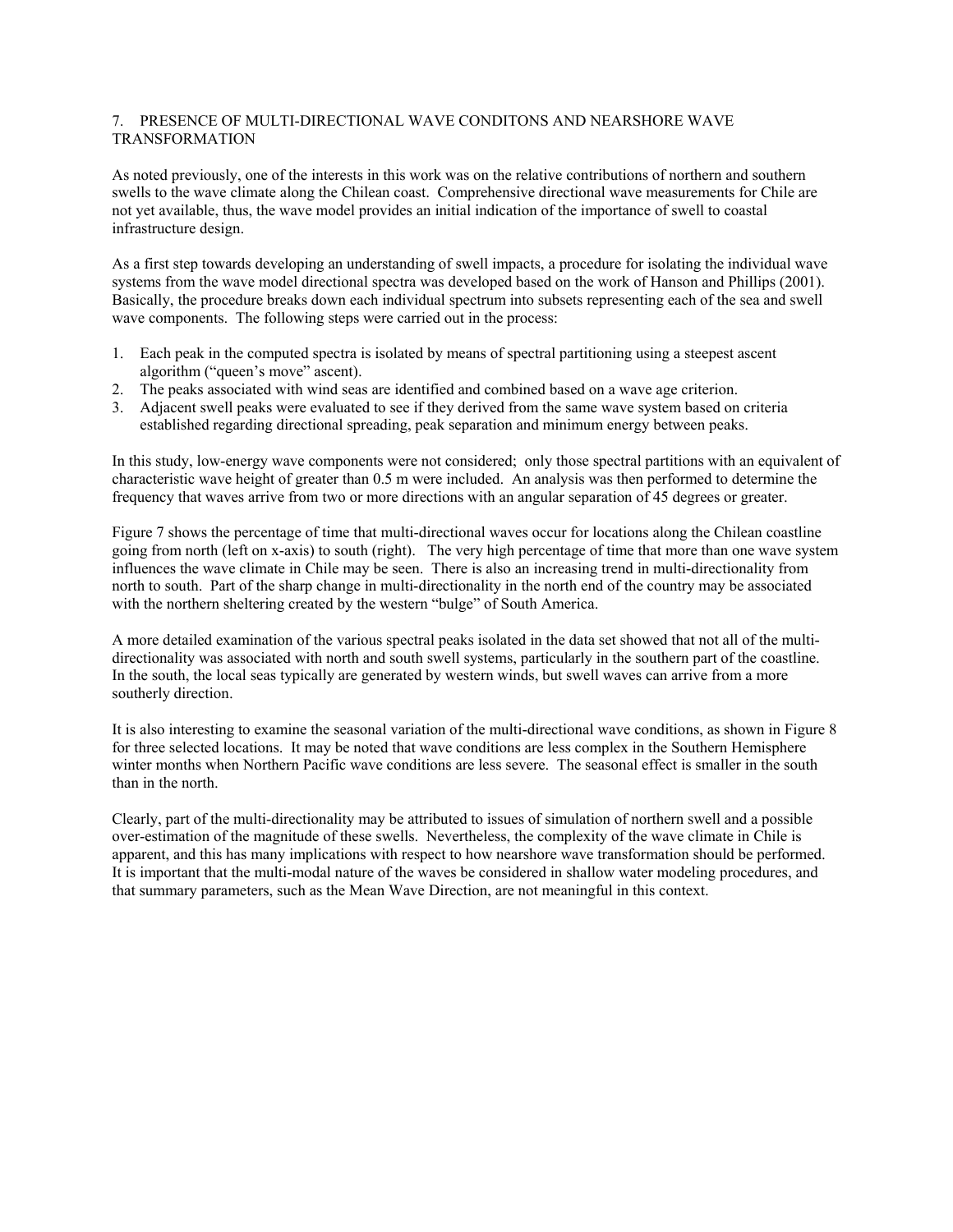## 7. PRESENCE OF MULTI-DIRECTIONAL WAVE CONDITONS AND NEARSHORE WAVE TRANSFORMATION

As noted previously, one of the interests in this work was on the relative contributions of northern and southern swells to the wave climate along the Chilean coast. Comprehensive directional wave measurements for Chile are not yet available, thus, the wave model provides an initial indication of the importance of swell to coastal infrastructure design.

As a first step towards developing an understanding of swell impacts, a procedure for isolating the individual wave systems from the wave model directional spectra was developed based on the work of Hanson and Phillips (2001). Basically, the procedure breaks down each individual spectrum into subsets representing each of the sea and swell wave components. The following steps were carried out in the process:

1. Each peak in the computed spectra is isolated by means of spectral partitioning using a steepest ascent algorithm ("queen's move" ascent).
2. The peaks associated with wind seas are identified and combined based on a wave age criterion.
3. Adjacent swell peaks were evaluated to see if they derived from the same wave system based on criteria established regarding directional spreading, peak separation and minimum energy between peaks.

In this study, low-energy wave components were not considered; only those spectral partitions with an equivalent of characteristic wave height of greater than 0.5 m were included. An analysis was then performed to determine the frequency that waves arrive from two or more directions with an angular separation of 45 degrees or greater.

Figure 7 shows the percentage of time that multi-directional waves occur for locations along the Chilean coastline going from north (left on x-axis) to south (right). The very high percentage of time that more than one wave system influences the wave climate in Chile may be seen. There is also an increasing trend in multi-directionality from north to south. Part of the sharp change in multi-directionality in the north end of the country may be associated with the northern sheltering created by the western "bulge" of South America.

A more detailed examination of the various spectral peaks isolated in the data set showed that not all of the multi-directionality was associated with north and south swell systems, particularly in the southern part of the coastline. In the south, the local seas typically are generated by western winds, but swell waves can arrive from a more southerly direction.

It is also interesting to examine the seasonal variation of the multi-directional wave conditions, as shown in Figure 8 for three selected locations. It may be noted that wave conditions are less complex in the Southern Hemisphere winter months when Northern Pacific wave conditions are less severe. The seasonal effect is smaller in the south than in the north.

Clearly, part of the multi-directionality may be attributed to issues of simulation of northern swell and a possible over-estimation of the magnitude of these swells. Nevertheless, the complexity of the wave climate in Chile is apparent, and this has many implications with respect to how nearshore wave transformation should be performed. It is important that the multi-modal nature of the waves be considered in shallow water modeling procedures, and that summary parameters, such as the Mean Wave Direction, are not meaningful in this context.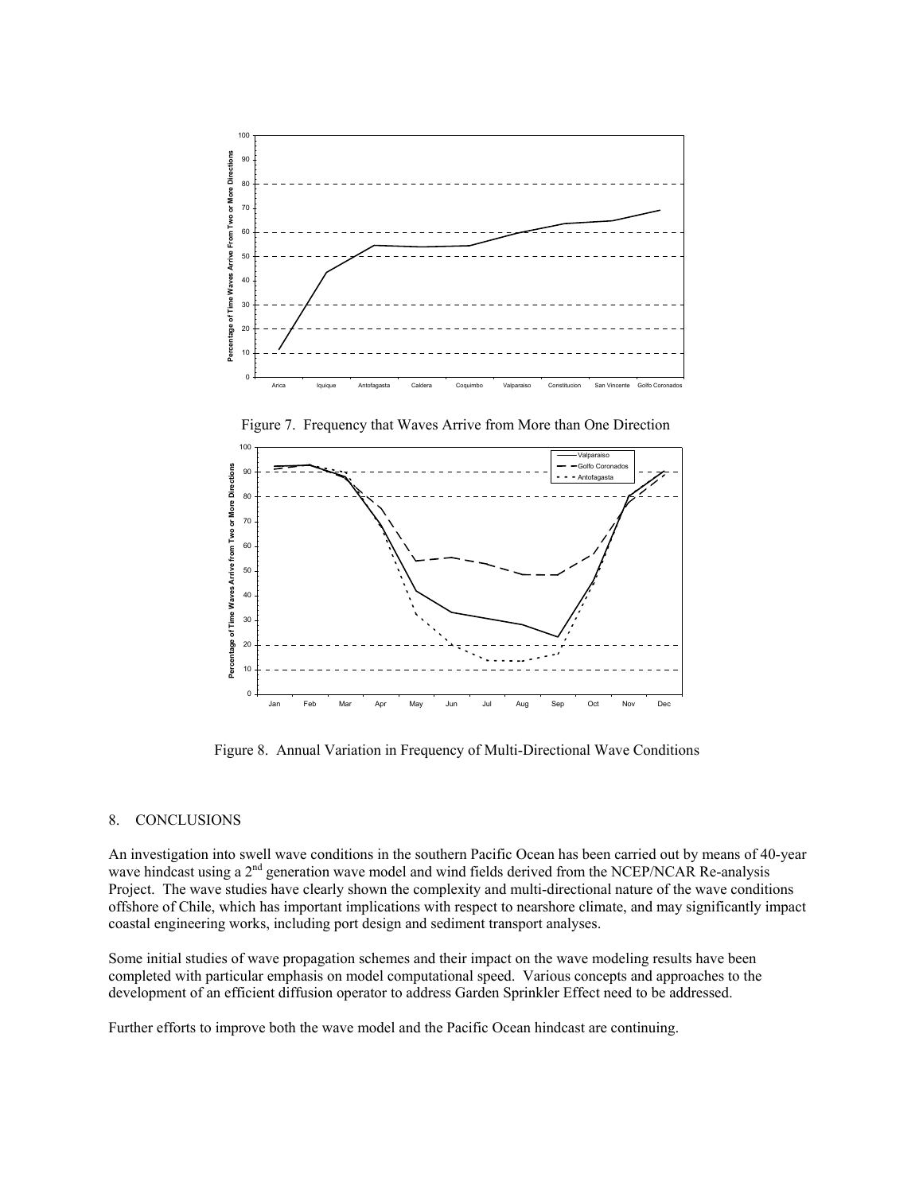Figure 7. Frequency that Waves Arrive from More than One Direction

Figure 8. Annual Variation in Frequency of Multi-Directional Wave Conditions

## 8. CONCLUSIONS

An investigation into swell wave conditions in the southern Pacific Ocean has been carried out by means of 40-year wave hindcast using a 2[nd] generation wave model and wind fields derived from the NCEP/NCAR Re-analysis Project. The wave studies have clearly shown the complexity and multi-directional nature of the wave conditions offshore of Chile, which has important implications with respect to nearshore climate, and may significantly impact coastal engineering works, including port design and sediment transport analyses.

Some initial studies of wave propagation schemes and their impact on the wave modeling results have been completed with particular emphasis on model computational speed. Various concepts and approaches to the development of an efficient diffusion operator to address Garden Sprinkler Effect need to be addressed.

Further efforts to improve both the wave model and the Pacific Ocean hindcast are continuing.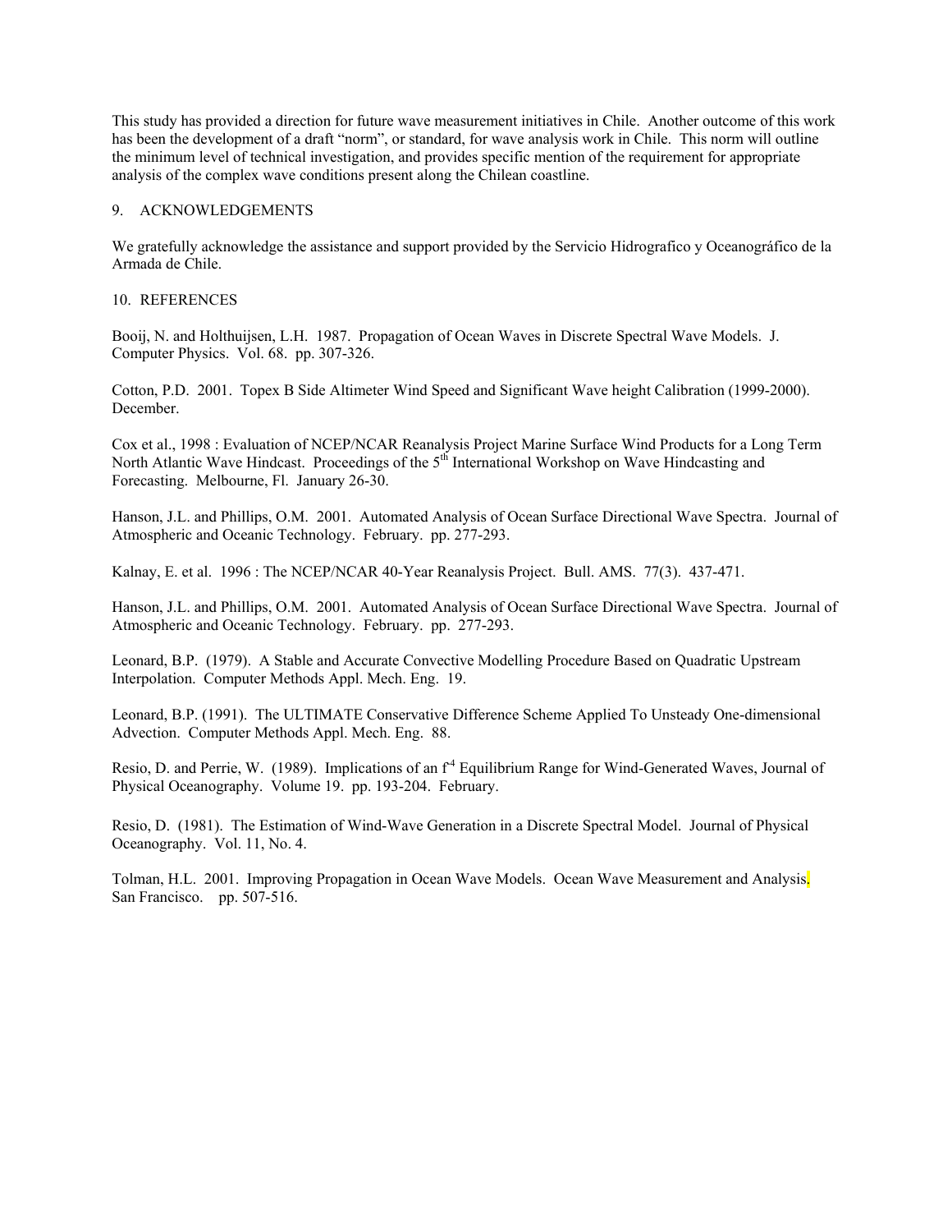This study has provided a direction for future wave measurement initiatives in Chile. Another outcome of this work has been the development of a draft "norm", or standard, for wave analysis work in Chile. This norm will outline the minimum level of technical investigation, and provides specific mention of the requirement for appropriate analysis of the complex wave conditions present along the Chilean coastline.

## 9. ACKNOWLEDGEMENTS

We gratefully acknowledge the assistance and support provided by the Servicio Hidrografico y Oceanográfico de la Armada de Chile.

## 10. REFERENCES

Booij, N. and Holthuijsen, L.H. 1987. Propagation of Ocean Waves in Discrete Spectral Wave Models. J. Computer Physics. Vol. 68. pp. 307-326.

Cotton, P.D. 2001. Topex B Side Altimeter Wind Speed and Significant Wave height Calibration (1999-2000). December.

Cox et al., 1998 : Evaluation of NCEP/NCAR Reanalysis Project Marine Surface Wind Products for a Long Term North Atlantic Wave Hindcast. Proceedings of the 5th International Workshop on Wave Hindcasting and Forecasting. Melbourne, Fl. January 26-30.

Hanson, J.L. and Phillips, O.M. 2001. Automated Analysis of Ocean Surface Directional Wave Spectra. Journal of Atmospheric and Oceanic Technology. February. pp. 277-293.

Kalnay, E. et al. 1996 : The NCEP/NCAR 40-Year Reanalysis Project. Bull. AMS. 77(3). 437-471.

Hanson, J.L. and Phillips, O.M. 2001. Automated Analysis of Ocean Surface Directional Wave Spectra. Journal of Atmospheric and Oceanic Technology. February. pp. 277-293.

Leonard, B.P. (1979). A Stable and Accurate Convective Modelling Procedure Based on Quadratic Upstream Interpolation. Computer Methods Appl. Mech. Eng. 19.

Leonard, B.P. (1991). The ULTIMATE Conservative Difference Scheme Applied To Unsteady One-dimensional Advection. Computer Methods Appl. Mech. Eng. 88.

Resio, D. and Perrie, W. (1989). Implications of an $f^{-4}$ Equilibrium Range for Wind-Generated Waves, Journal of Physical Oceanography. Volume 19. pp. 193-204. February.

Resio, D. (1981). The Estimation of Wind-Wave Generation in a Discrete Spectral Model. Journal of Physical Oceanography. Vol. 11, No. 4.

Tolman, H.L. 2001. Improving Propagation in Ocean Wave Models. Ocean Wave Measurement and Analysis. San Francisco. pp. 507-516.